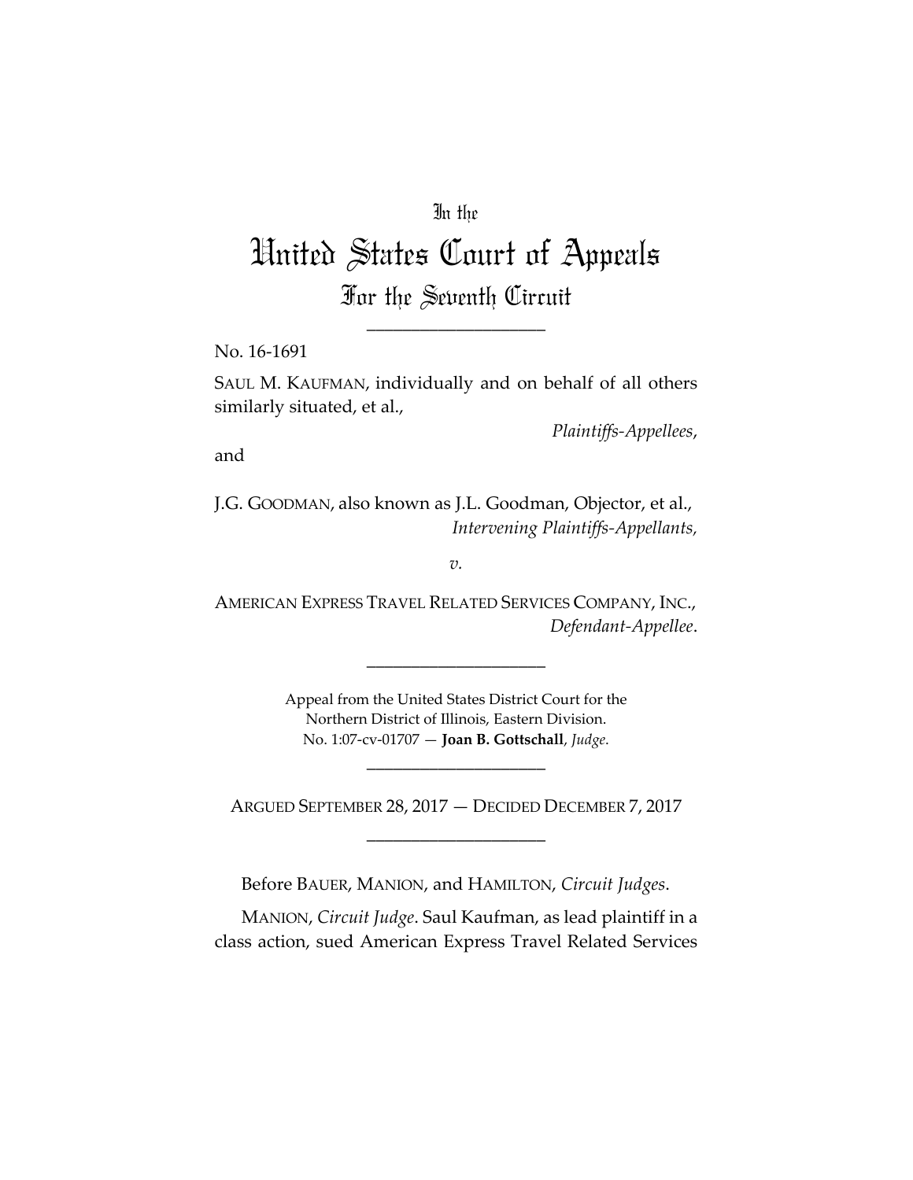In the

# United States Court of Appeals

## For the Seventh Circuit

---

No. 16-1691

SAUL M. KAUFMAN, individually and on behalf of all others similarly situated, et al.,

*Plaintiffs-Appellees*,

and

J.G. GOODMAN, also known as J.L. Goodman, Objector, et al.,

*Intervening Plaintiffs-Appellants*,

*v.*

AMERICAN EXPRESS TRAVEL RELATED SERVICES COMPANY, INC.,

*Defendant-Appellee*.

---

Appeal from the United States District Court for the Northern District of Illinois, Eastern Division.
No. 1:07-cv-01707 — **Joan B. Gottschall**, *Judge*.

---

ARGUED SEPTEMBER 28, 2017 — DECIDED DECEMBER 7, 2017

---

Before BAUER, MANION, and HAMILTON, *Circuit Judges*.

MANION, *Circuit Judge*. Saul Kaufman, as lead plaintiff in a class action, sued American Express Travel Related Services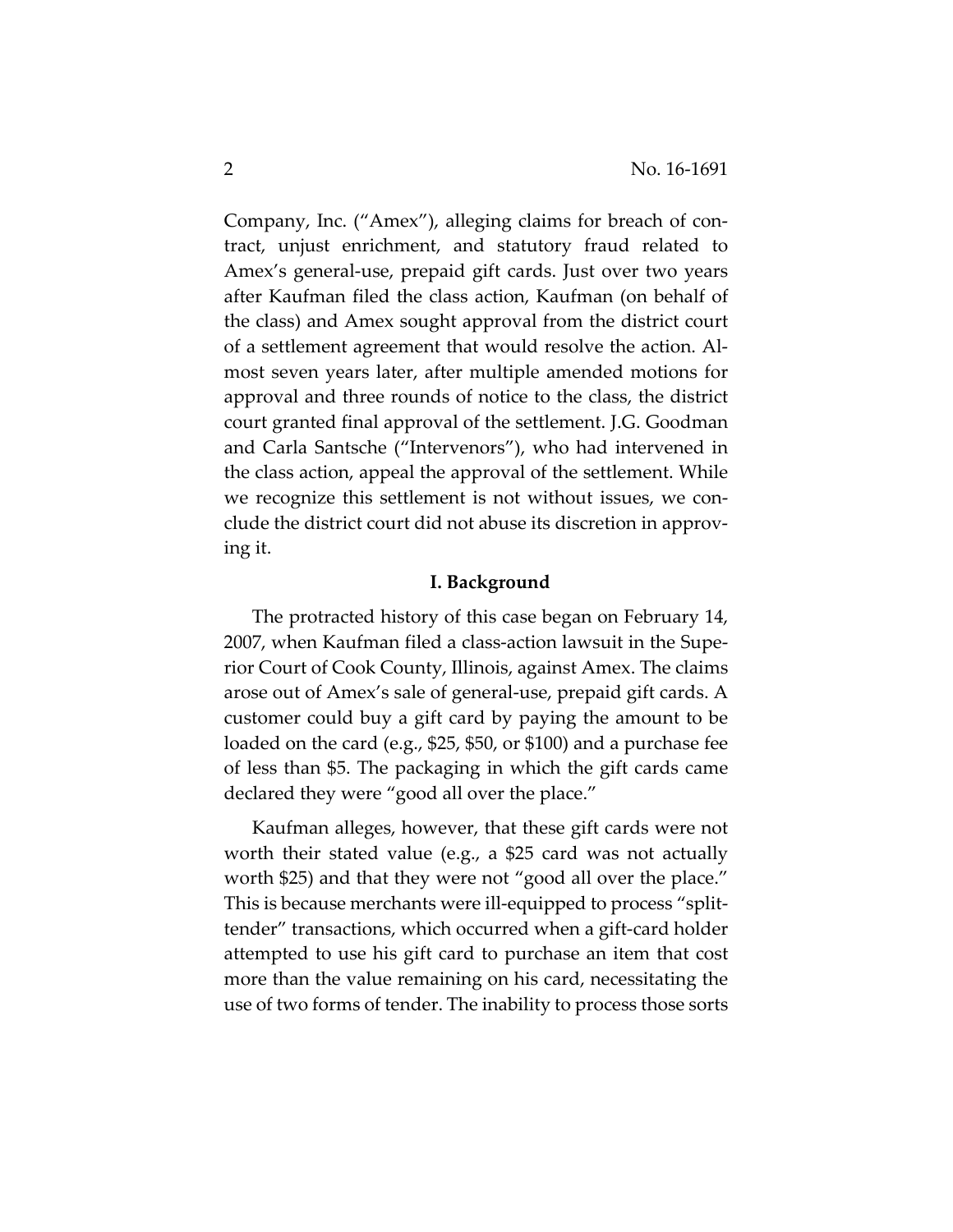Company, Inc. ("Amex"), alleging claims for breach of contract, unjust enrichment, and statutory fraud related to Amex's general-use, prepaid gift cards. Just over two years after Kaufman filed the class action, Kaufman (on behalf of the class) and Amex sought approval from the district court of a settlement agreement that would resolve the action. Almost seven years later, after multiple amended motions for approval and three rounds of notice to the class, the district court granted final approval of the settlement. J.G. Goodman and Carla Santsche ("Intervenors"), who had intervened in the class action, appeal the approval of the settlement. While we recognize this settlement is not without issues, we conclude the district court did not abuse its discretion in approving it.

## I. Background

The protracted history of this case began on February 14, 2007, when Kaufman filed a class-action lawsuit in the Superior Court of Cook County, Illinois, against Amex. The claims arose out of Amex's sale of general-use, prepaid gift cards. A customer could buy a gift card by paying the amount to be loaded on the card (e.g., $25, $50, or $100) and a purchase fee of less than $5. The packaging in which the gift cards came declared they were "good all over the place."

Kaufman alleges, however, that these gift cards were not worth their stated value (e.g., a $25 card was not actually worth $25) and that they were not "good all over the place." This is because merchants were ill-equipped to process "split-tender" transactions, which occurred when a gift-card holder attempted to use his gift card to purchase an item that cost more than the value remaining on his card, necessitating the use of two forms of tender. The inability to process those sorts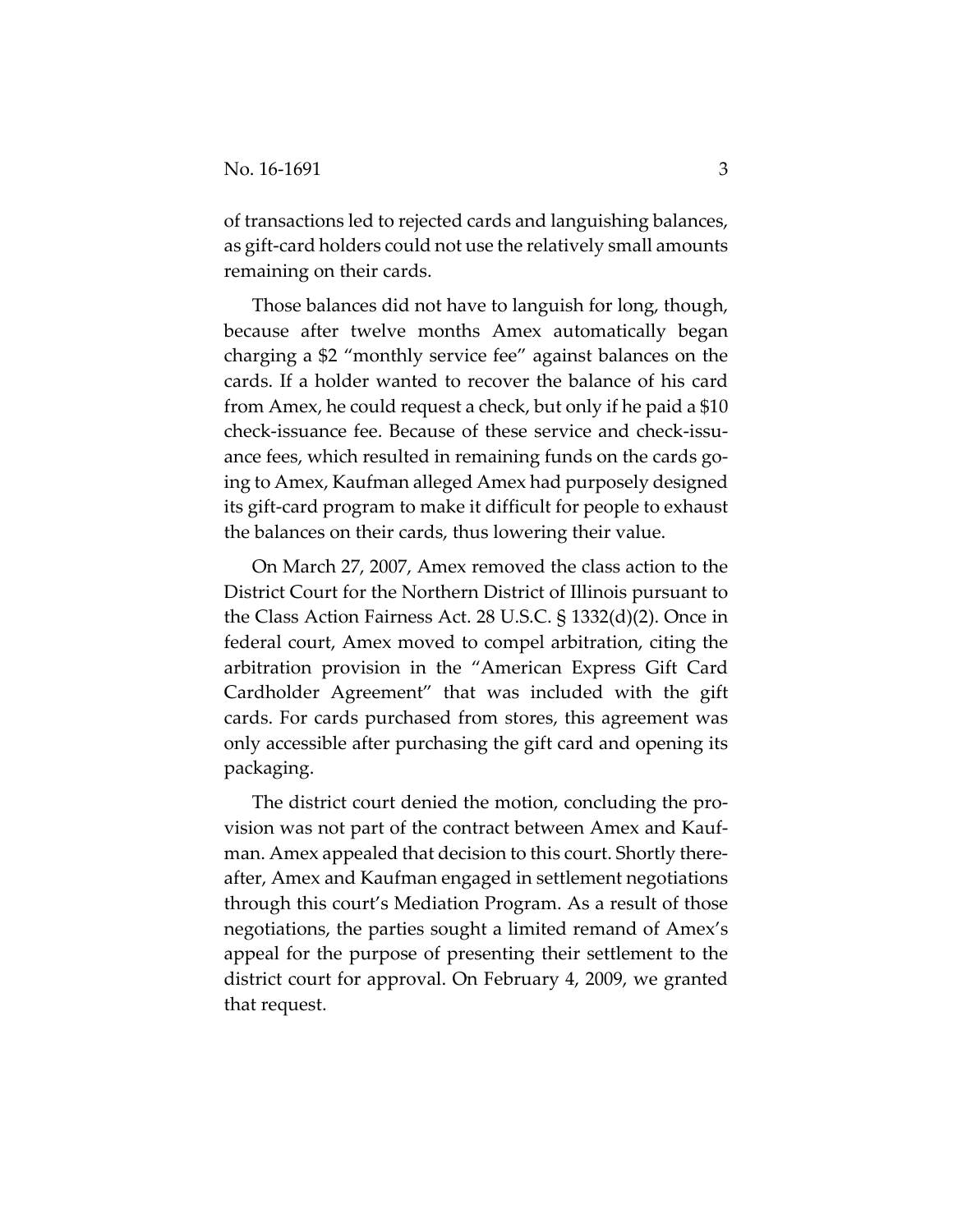of transactions led to rejected cards and languishing balances, as gift-card holders could not use the relatively small amounts remaining on their cards.

Those balances did not have to languish for long, though, because after twelve months Amex automatically began charging a $2 "monthly service fee" against balances on the cards. If a holder wanted to recover the balance of his card from Amex, he could request a check, but only if he paid a $10 check-issuance fee. Because of these service and check-issuance fees, which resulted in remaining funds on the cards going to Amex, Kaufman alleged Amex had purposely designed its gift-card program to make it difficult for people to exhaust the balances on their cards, thus lowering their value.

On March 27, 2007, Amex removed the class action to the District Court for the Northern District of Illinois pursuant to the Class Action Fairness Act. 28 U.S.C. § 1332(d)(2). Once in federal court, Amex moved to compel arbitration, citing the arbitration provision in the "American Express Gift Card Cardholder Agreement" that was included with the gift cards. For cards purchased from stores, this agreement was only accessible after purchasing the gift card and opening its packaging.

The district court denied the motion, concluding the provision was not part of the contract between Amex and Kaufman. Amex appealed that decision to this court. Shortly thereafter, Amex and Kaufman engaged in settlement negotiations through this court's Mediation Program. As a result of those negotiations, the parties sought a limited remand of Amex's appeal for the purpose of presenting their settlement to the district court for approval. On February 4, 2009, we granted that request.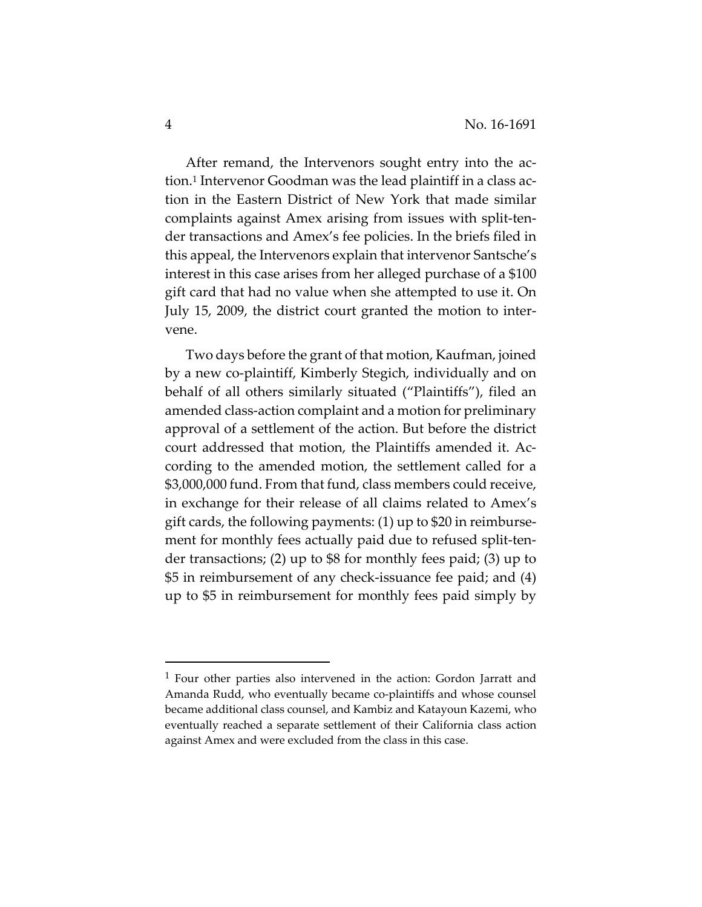After remand, the Intervenors sought entry into the action.[1] Intervenor Goodman was the lead plaintiff in a class action in the Eastern District of New York that made similar complaints against Amex arising from issues with split-tender transactions and Amex's fee policies. In the briefs filed in this appeal, the Intervenors explain that intervenor Santsche's interest in this case arises from her alleged purchase of a $100 gift card that had no value when she attempted to use it. On July 15, 2009, the district court granted the motion to intervene.

Two days before the grant of that motion, Kaufman, joined by a new co-plaintiff, Kimberly Stegich, individually and on behalf of all others similarly situated ("Plaintiffs"), filed an amended class-action complaint and a motion for preliminary approval of a settlement of the action. But before the district court addressed that motion, the Plaintiffs amended it. According to the amended motion, the settlement called for a $3,000,000 fund. From that fund, class members could receive, in exchange for their release of all claims related to Amex's gift cards, the following payments: (1) up to $20 in reimbursement for monthly fees actually paid due to refused split-tender transactions; (2) up to $8 for monthly fees paid; (3) up to $5 in reimbursement of any check-issuance fee paid; and (4) up to $5 in reimbursement for monthly fees paid simply by

[1] Four other parties also intervened in the action: Gordon Jarratt and Amanda Rudd, who eventually became co-plaintiffs and whose counsel became additional class counsel, and Kambiz and Katayoun Kazemi, who eventually reached a separate settlement of their California class action against Amex and were excluded from the class in this case.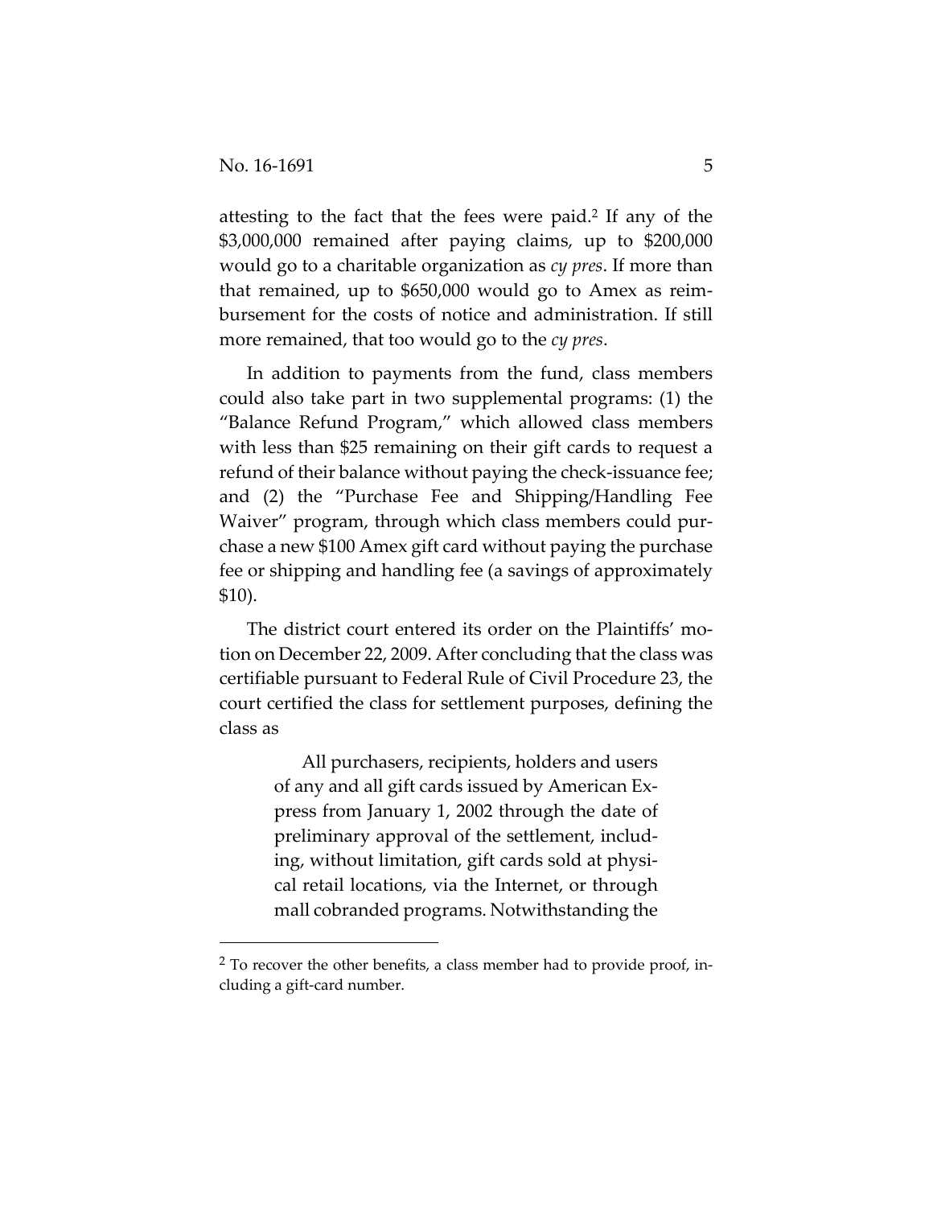attesting to the fact that the fees were paid.[2] If any of the $3,000,000 remained after paying claims, up to $200,000 would go to a charitable organization as *cy pres*. If more than that remained, up to $650,000 would go to Amex as reimbursement for the costs of notice and administration. If still more remained, that too would go to the *cy pres*.

In addition to payments from the fund, class members could also take part in two supplemental programs: (1) the "Balance Refund Program," which allowed class members with less than $25 remaining on their gift cards to request a refund of their balance without paying the check-issuance fee; and (2) the "Purchase Fee and Shipping/Handling Fee Waiver" program, through which class members could purchase a new $100 Amex gift card without paying the purchase fee or shipping and handling fee (a savings of approximately $10).

The district court entered its order on the Plaintiffs' motion on December 22, 2009. After concluding that the class was certifiable pursuant to Federal Rule of Civil Procedure 23, the court certified the class for settlement purposes, defining the class as

> All purchasers, recipients, holders and users of any and all gift cards issued by American Express from January 1, 2002 through the date of preliminary approval of the settlement, including, without limitation, gift cards sold at physical retail locations, via the Internet, or through mall cobranded programs. Notwithstanding the

[2] To recover the other benefits, a class member had to provide proof, including a gift-card number.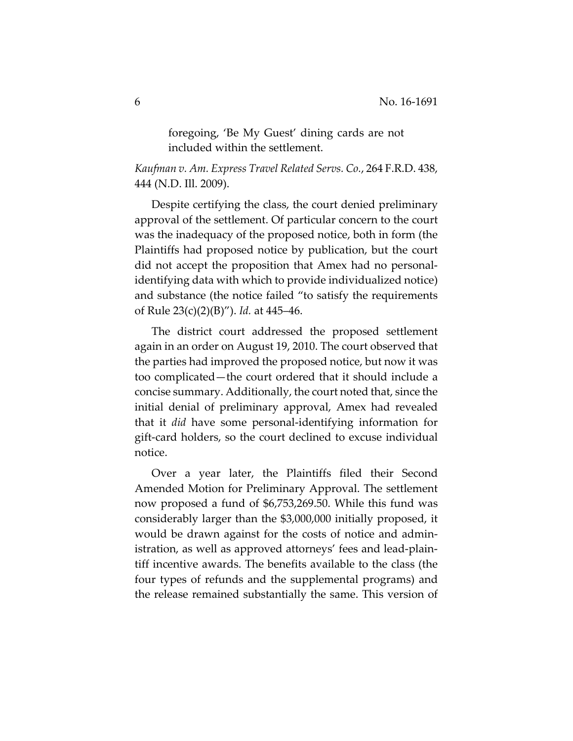> foregoing, 'Be My Guest' dining cards are not included within the settlement.

*Kaufman v. Am. Express Travel Related Servs. Co.*, 264 F.R.D. 438, 444 (N.D. Ill. 2009).

Despite certifying the class, the court denied preliminary approval of the settlement. Of particular concern to the court was the inadequacy of the proposed notice, both in form (the Plaintiffs had proposed notice by publication, but the court did not accept the proposition that Amex had no personal-identifying data with which to provide individualized notice) and substance (the notice failed "to satisfy the requirements of Rule 23(c)(2)(B)"). *Id.* at 445–46.

The district court addressed the proposed settlement again in an order on August 19, 2010. The court observed that the parties had improved the proposed notice, but now it was too complicated—the court ordered that it should include a concise summary. Additionally, the court noted that, since the initial denial of preliminary approval, Amex had revealed that it *did* have some personal-identifying information for gift-card holders, so the court declined to excuse individual notice.

Over a year later, the Plaintiffs filed their Second Amended Motion for Preliminary Approval. The settlement now proposed a fund of $6,753,269.50. While this fund was considerably larger than the $3,000,000 initially proposed, it would be drawn against for the costs of notice and administration, as well as approved attorneys' fees and lead-plaintiff incentive awards. The benefits available to the class (the four types of refunds and the supplemental programs) and the release remained substantially the same. This version of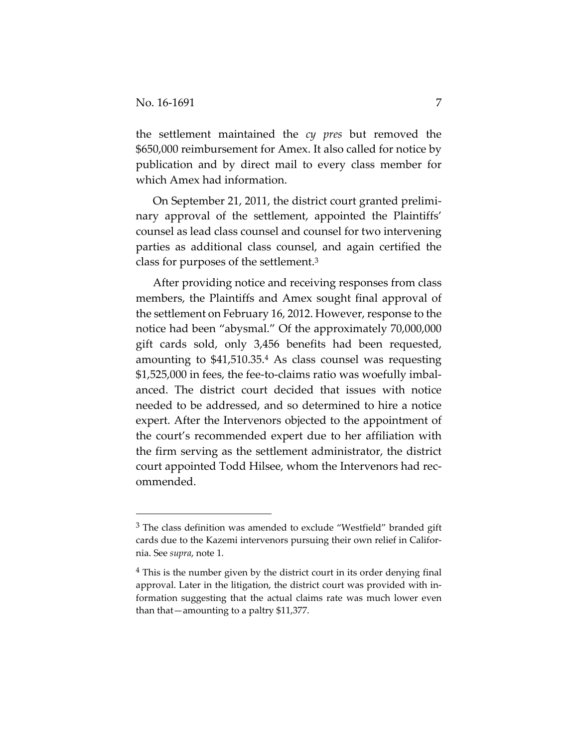the settlement maintained the *cy pres* but removed the $650,000 reimbursement for Amex. It also called for notice by publication and by direct mail to every class member for which Amex had information.

On September 21, 2011, the district court granted preliminary approval of the settlement, appointed the Plaintiffs' counsel as lead class counsel and counsel for two intervening parties as additional class counsel, and again certified the class for purposes of the settlement.[3]

After providing notice and receiving responses from class members, the Plaintiffs and Amex sought final approval of the settlement on February 16, 2012. However, response to the notice had been "abysmal." Of the approximately 70,000,000 gift cards sold, only 3,456 benefits had been requested, amounting to $41,510.35.[4] As class counsel was requesting $1,525,000 in fees, the fee-to-claims ratio was woefully imbalanced. The district court decided that issues with notice needed to be addressed, and so determined to hire a notice expert. After the Intervenors objected to the appointment of the court's recommended expert due to her affiliation with the firm serving as the settlement administrator, the district court appointed Todd Hilsee, whom the Intervenors had recommended.

---

[3] The class definition was amended to exclude "Westfield" branded gift cards due to the Kazemi intervenors pursuing their own relief in California. See *supra*, note 1.

[4] This is the number given by the district court in its order denying final approval. Later in the litigation, the district court was provided with information suggesting that the actual claims rate was much lower even than that—amounting to a paltry $11,377.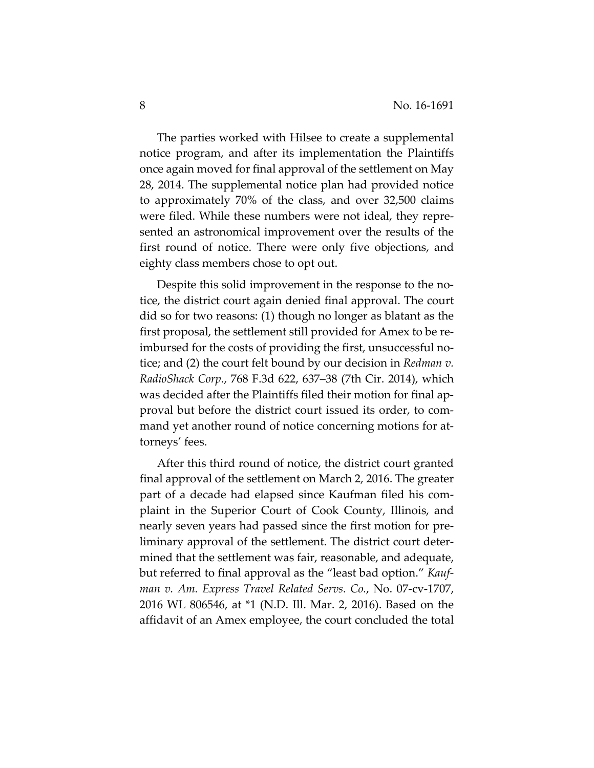The parties worked with Hilsee to create a supplemental notice program, and after its implementation the Plaintiffs once again moved for final approval of the settlement on May 28, 2014. The supplemental notice plan had provided notice to approximately 70% of the class, and over 32,500 claims were filed. While these numbers were not ideal, they represented an astronomical improvement over the results of the first round of notice. There were only five objections, and eighty class members chose to opt out.

Despite this solid improvement in the response to the notice, the district court again denied final approval. The court did so for two reasons: (1) though no longer as blatant as the first proposal, the settlement still provided for Amex to be reimbursed for the costs of providing the first, unsuccessful notice; and (2) the court felt bound by our decision in *Redman v. RadioShack Corp.*, 768 F.3d 622, 637–38 (7th Cir. 2014), which was decided after the Plaintiffs filed their motion for final approval but before the district court issued its order, to command yet another round of notice concerning motions for attorneys' fees.

After this third round of notice, the district court granted final approval of the settlement on March 2, 2016. The greater part of a decade had elapsed since Kaufman filed his complaint in the Superior Court of Cook County, Illinois, and nearly seven years had passed since the first motion for preliminary approval of the settlement. The district court determined that the settlement was fair, reasonable, and adequate, but referred to final approval as the "least bad option." *Kaufman v. Am. Express Travel Related Servs. Co.*, No. 07-cv-1707, 2016 WL 806546, at *1 (N.D. Ill. Mar. 2, 2016). Based on the affidavit of an Amex employee, the court concluded the total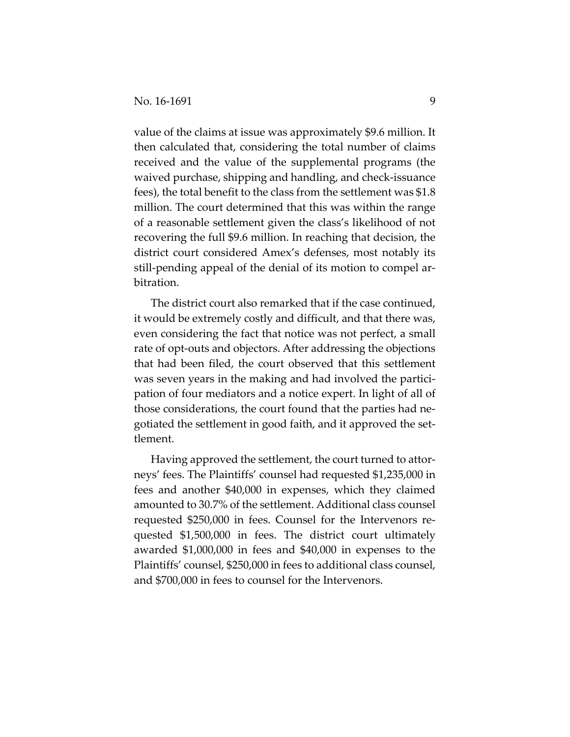value of the claims at issue was approximately $9.6 million. It then calculated that, considering the total number of claims received and the value of the supplemental programs (the waived purchase, shipping and handling, and check-issuance fees), the total benefit to the class from the settlement was $1.8 million. The court determined that this was within the range of a reasonable settlement given the class's likelihood of not recovering the full $9.6 million. In reaching that decision, the district court considered Amex's defenses, most notably its still-pending appeal of the denial of its motion to compel arbitration.

The district court also remarked that if the case continued, it would be extremely costly and difficult, and that there was, even considering the fact that notice was not perfect, a small rate of opt-outs and objectors. After addressing the objections that had been filed, the court observed that this settlement was seven years in the making and had involved the participation of four mediators and a notice expert. In light of all of those considerations, the court found that the parties had negotiated the settlement in good faith, and it approved the settlement.

Having approved the settlement, the court turned to attorneys' fees. The Plaintiffs' counsel had requested $1,235,000 in fees and another $40,000 in expenses, which they claimed amounted to 30.7% of the settlement. Additional class counsel requested $250,000 in fees. Counsel for the Intervenors requested $1,500,000 in fees. The district court ultimately awarded $1,000,000 in fees and $40,000 in expenses to the Plaintiffs' counsel, $250,000 in fees to additional class counsel, and $700,000 in fees to counsel for the Intervenors.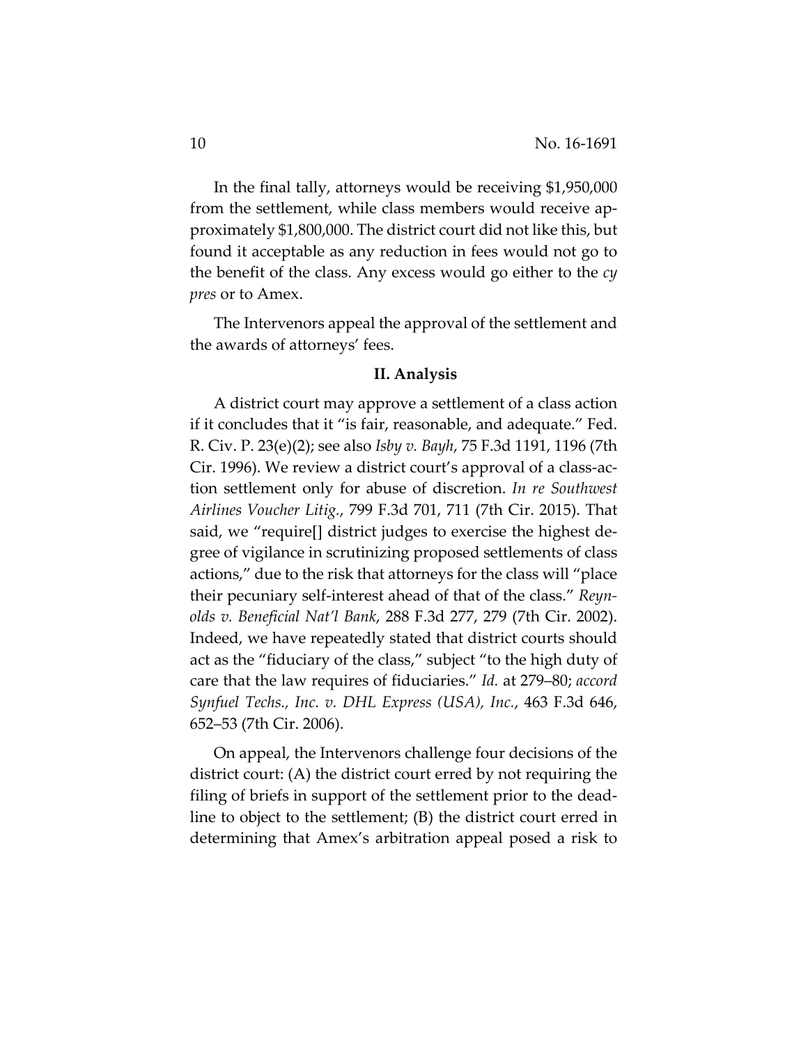In the final tally, attorneys would be receiving $1,950,000 from the settlement, while class members would receive approximately $1,800,000. The district court did not like this, but found it acceptable as any reduction in fees would not go to the benefit of the class. Any excess would go either to the *cy pres* or to Amex.

The Intervenors appeal the approval of the settlement and the awards of attorneys' fees.

## II. Analysis

A district court may approve a settlement of a class action if it concludes that it "is fair, reasonable, and adequate." Fed. R. Civ. P. 23(e)(2); see also *Isby v. Bayh*, 75 F.3d 1191, 1196 (7th Cir. 1996). We review a district court's approval of a class-action settlement only for abuse of discretion. *In re Southwest Airlines Voucher Litig.*, 799 F.3d 701, 711 (7th Cir. 2015). That said, we "require[] district judges to exercise the highest degree of vigilance in scrutinizing proposed settlements of class actions," due to the risk that attorneys for the class will "place their pecuniary self-interest ahead of that of the class." *Reynolds v. Beneficial Nat'l Bank*, 288 F.3d 277, 279 (7th Cir. 2002). Indeed, we have repeatedly stated that district courts should act as the "fiduciary of the class," subject "to the high duty of care that the law requires of fiduciaries." *Id.* at 279–80; *accord Synfuel Techs., Inc. v. DHL Express (USA), Inc.*, 463 F.3d 646, 652–53 (7th Cir. 2006).

On appeal, the Intervenors challenge four decisions of the district court: (A) the district court erred by not requiring the filing of briefs in support of the settlement prior to the deadline to object to the settlement; (B) the district court erred in determining that Amex's arbitration appeal posed a risk to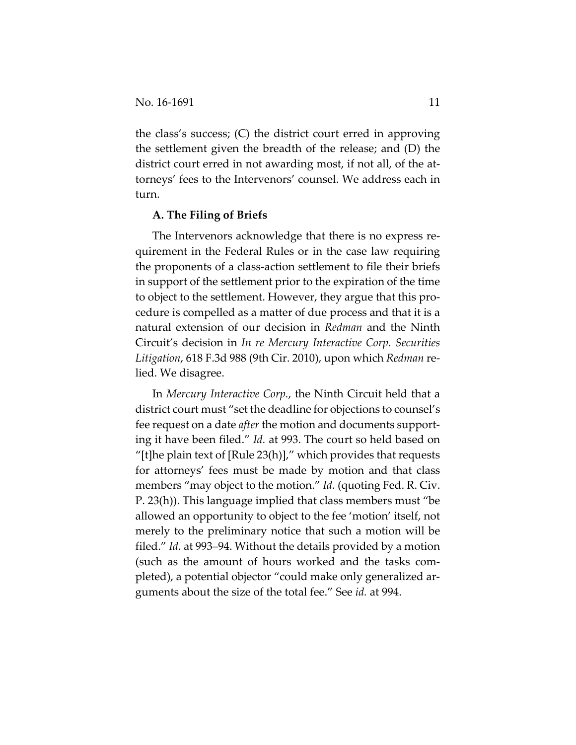the class's success; (C) the district court erred in approving the settlement given the breadth of the release; and (D) the district court erred in not awarding most, if not all, of the attorneys' fees to the Intervenors' counsel. We address each in turn.

### A. The Filing of Briefs

The Intervenors acknowledge that there is no express requirement in the Federal Rules or in the case law requiring the proponents of a class-action settlement to file their briefs in support of the settlement prior to the expiration of the time to object to the settlement. However, they argue that this procedure is compelled as a matter of due process and that it is a natural extension of our decision in *Redman* and the Ninth Circuit's decision in *In re Mercury Interactive Corp. Securities Litigation*, 618 F.3d 988 (9th Cir. 2010), upon which *Redman* relied. We disagree.

In *Mercury Interactive Corp.*, the Ninth Circuit held that a district court must "set the deadline for objections to counsel's fee request on a date *after* the motion and documents supporting it have been filed." *Id.* at 993. The court so held based on "[t]he plain text of [Rule 23(h)]," which provides that requests for attorneys' fees must be made by motion and that class members "may object to the motion." *Id.* (quoting Fed. R. Civ. P. 23(h)). This language implied that class members must "be allowed an opportunity to object to the fee 'motion' itself, not merely to the preliminary notice that such a motion will be filed." *Id.* at 993–94. Without the details provided by a motion (such as the amount of hours worked and the tasks completed), a potential objector "could make only generalized arguments about the size of the total fee." See *id.* at 994.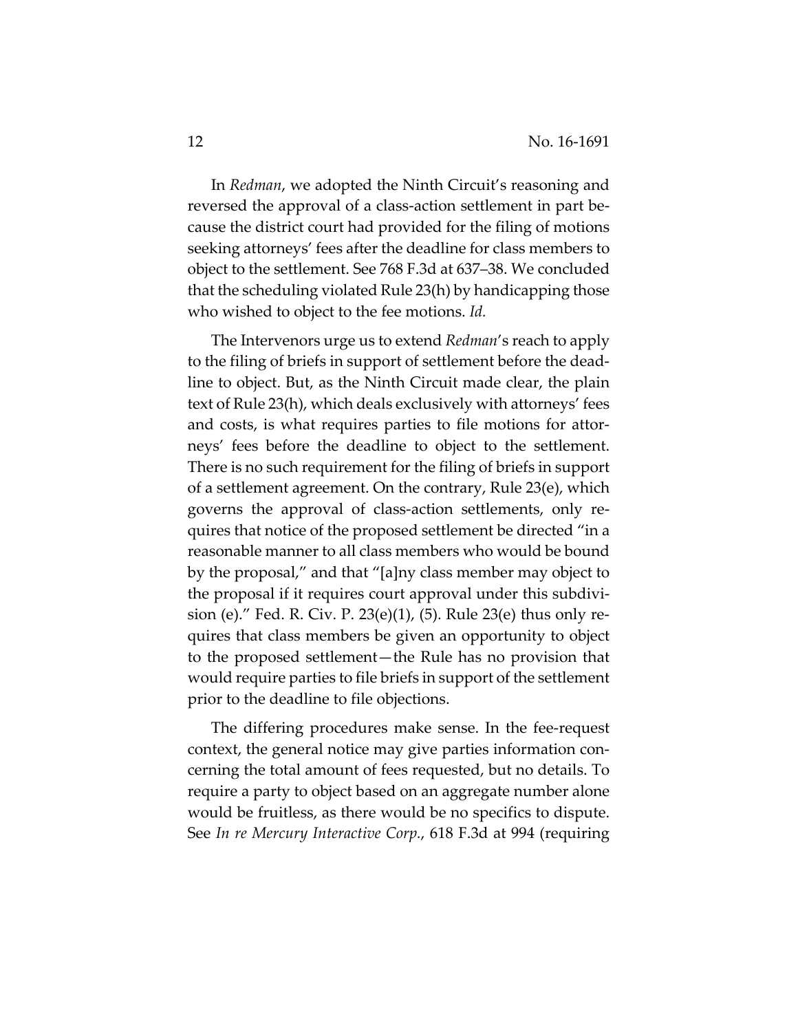In *Redman*, we adopted the Ninth Circuit's reasoning and reversed the approval of a class-action settlement in part because the district court had provided for the filing of motions seeking attorneys' fees after the deadline for class members to object to the settlement. See 768 F.3d at 637–38. We concluded that the scheduling violated Rule 23(h) by handicapping those who wished to object to the fee motions. *Id.*

The Intervenors urge us to extend *Redman*'s reach to apply to the filing of briefs in support of settlement before the deadline to object. But, as the Ninth Circuit made clear, the plain text of Rule 23(h), which deals exclusively with attorneys' fees and costs, is what requires parties to file motions for attorneys' fees before the deadline to object to the settlement. There is no such requirement for the filing of briefs in support of a settlement agreement. On the contrary, Rule 23(e), which governs the approval of class-action settlements, only requires that notice of the proposed settlement be directed "in a reasonable manner to all class members who would be bound by the proposal," and that "[a]ny class member may object to the proposal if it requires court approval under this subdivision (e)." Fed. R. Civ. P. 23(e)(1), (5). Rule 23(e) thus only requires that class members be given an opportunity to object to the proposed settlement—the Rule has no provision that would require parties to file briefs in support of the settlement prior to the deadline to file objections.

The differing procedures make sense. In the fee-request context, the general notice may give parties information concerning the total amount of fees requested, but no details. To require a party to object based on an aggregate number alone would be fruitless, as there would be no specifics to dispute. See *In re Mercury Interactive Corp.*, 618 F.3d at 994 (requiring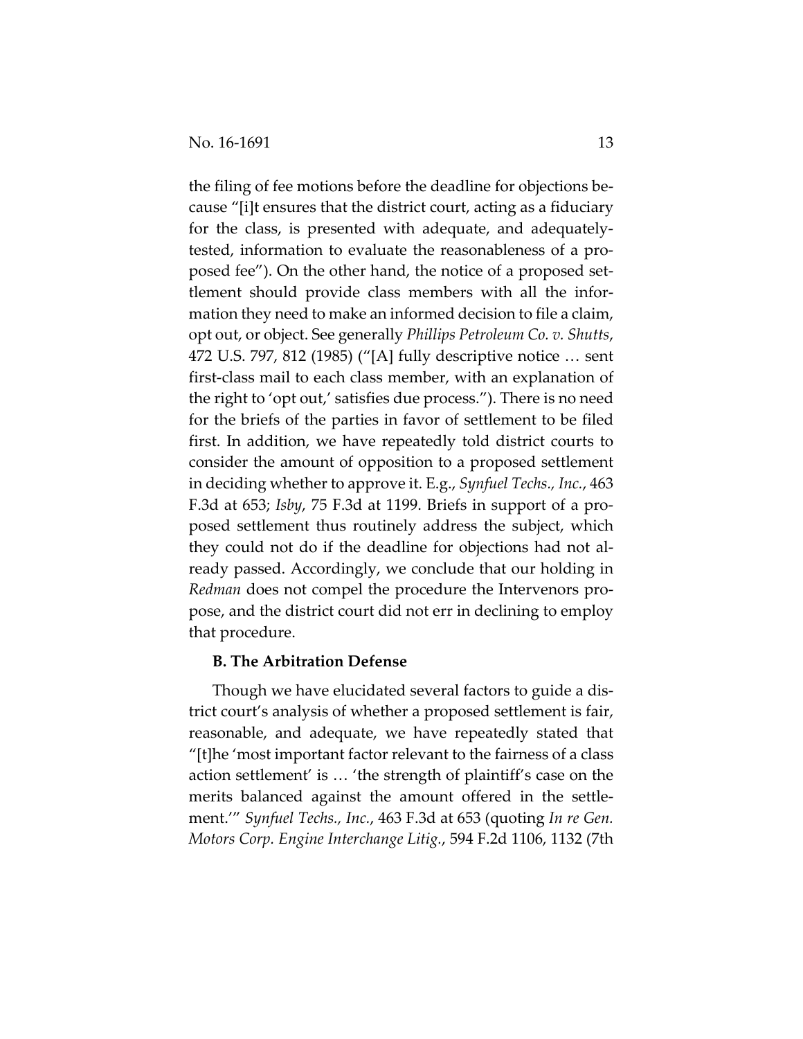the filing of fee motions before the deadline for objections because "[i]t ensures that the district court, acting as a fiduciary for the class, is presented with adequate, and adequately-tested, information to evaluate the reasonableness of a proposed fee"). On the other hand, the notice of a proposed settlement should provide class members with all the information they need to make an informed decision to file a claim, opt out, or object. See generally *Phillips Petroleum Co. v. Shutts*, 472 U.S. 797, 812 (1985) ("[A] fully descriptive notice … sent first-class mail to each class member, with an explanation of the right to 'opt out,' satisfies due process."). There is no need for the briefs of the parties in favor of settlement to be filed first. In addition, we have repeatedly told district courts to consider the amount of opposition to a proposed settlement in deciding whether to approve it. E.g., *Synfuel Techs., Inc.*, 463 F.3d at 653; *Isby*, 75 F.3d at 1199. Briefs in support of a proposed settlement thus routinely address the subject, which they could not do if the deadline for objections had not already passed. Accordingly, we conclude that our holding in *Redman* does not compel the procedure the Intervenors propose, and the district court did not err in declining to employ that procedure.

**B. The Arbitration Defense**

Though we have elucidated several factors to guide a district court's analysis of whether a proposed settlement is fair, reasonable, and adequate, we have repeatedly stated that "[t]he 'most important factor relevant to the fairness of a class action settlement' is … 'the strength of plaintiff's case on the merits balanced against the amount offered in the settlement.'" *Synfuel Techs., Inc.*, 463 F.3d at 653 (quoting *In re Gen. Motors Corp. Engine Interchange Litig.*, 594 F.2d 1106, 1132 (7th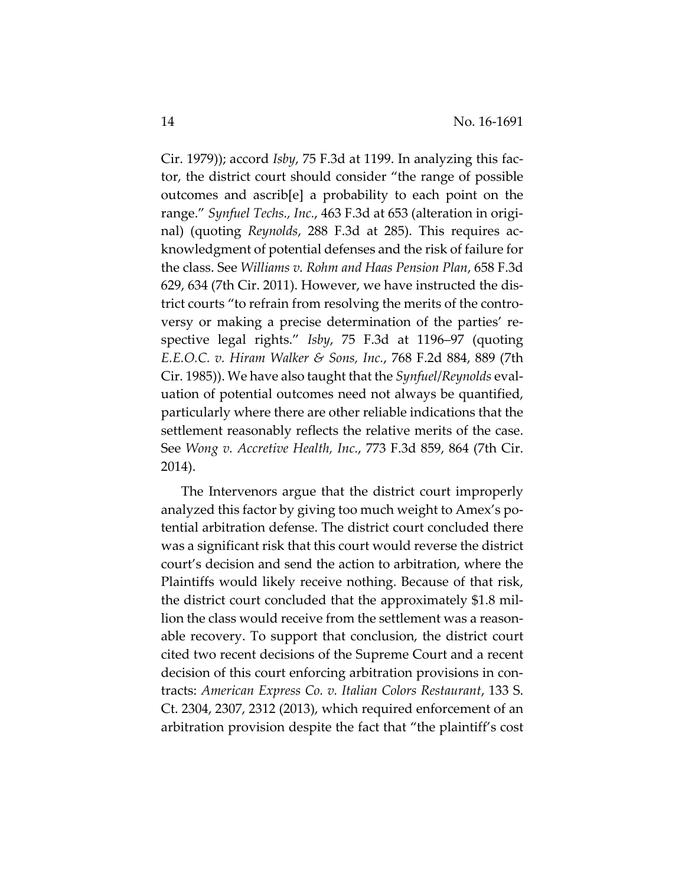Cir. 1979)); accord *Isby*, 75 F.3d at 1199. In analyzing this factor, the district court should consider "the range of possible outcomes and ascrib[e] a probability to each point on the range." *Synfuel Techs., Inc.*, 463 F.3d at 653 (alteration in original) (quoting *Reynolds*, 288 F.3d at 285). This requires acknowledgment of potential defenses and the risk of failure for the class. See *Williams v. Rohm and Haas Pension Plan*, 658 F.3d 629, 634 (7th Cir. 2011). However, we have instructed the district courts "to refrain from resolving the merits of the controversy or making a precise determination of the parties' respective legal rights." *Isby*, 75 F.3d at 1196–97 (quoting *E.E.O.C. v. Hiram Walker & Sons, Inc.*, 768 F.2d 884, 889 (7th Cir. 1985)). We have also taught that the *Synfuel/Reynolds* evaluation of potential outcomes need not always be quantified, particularly where there are other reliable indications that the settlement reasonably reflects the relative merits of the case. See *Wong v. Accretive Health, Inc.*, 773 F.3d 859, 864 (7th Cir. 2014).

The Intervenors argue that the district court improperly analyzed this factor by giving too much weight to Amex's potential arbitration defense. The district court concluded there was a significant risk that this court would reverse the district court's decision and send the action to arbitration, where the Plaintiffs would likely receive nothing. Because of that risk, the district court concluded that the approximately $1.8 million the class would receive from the settlement was a reasonable recovery. To support that conclusion, the district court cited two recent decisions of the Supreme Court and a recent decision of this court enforcing arbitration provisions in contracts: *American Express Co. v. Italian Colors Restaurant*, 133 S. Ct. 2304, 2307, 2312 (2013), which required enforcement of an arbitration provision despite the fact that "the plaintiff's cost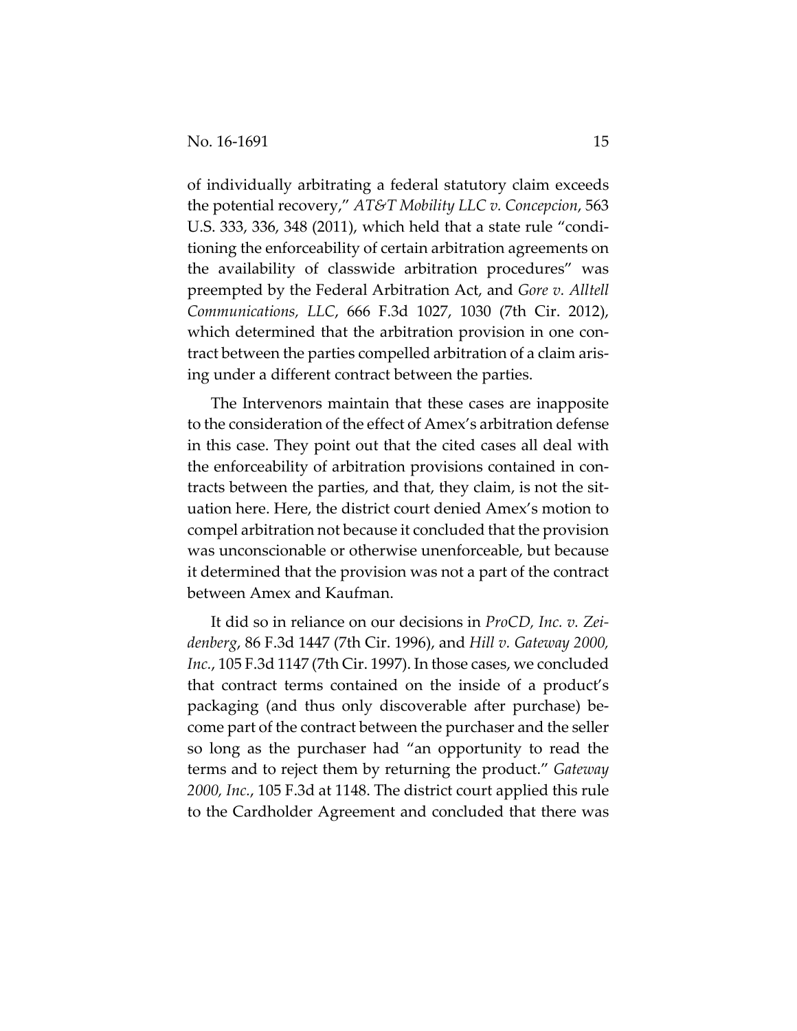of individually arbitrating a federal statutory claim exceeds the potential recovery," *AT&T Mobility LLC v. Concepcion*, 563 U.S. 333, 336, 348 (2011), which held that a state rule "conditioning the enforceability of certain arbitration agreements on the availability of classwide arbitration procedures" was preempted by the Federal Arbitration Act, and *Gore v. Alltell Communications, LLC*, 666 F.3d 1027, 1030 (7th Cir. 2012), which determined that the arbitration provision in one contract between the parties compelled arbitration of a claim arising under a different contract between the parties.

The Intervenors maintain that these cases are inapposite to the consideration of the effect of Amex's arbitration defense in this case. They point out that the cited cases all deal with the enforceability of arbitration provisions contained in contracts between the parties, and that, they claim, is not the situation here. Here, the district court denied Amex's motion to compel arbitration not because it concluded that the provision was unconscionable or otherwise unenforceable, but because it determined that the provision was not a part of the contract between Amex and Kaufman.

It did so in reliance on our decisions in *ProCD, Inc. v. Zeidenberg*, 86 F.3d 1447 (7th Cir. 1996), and *Hill v. Gateway 2000, Inc.*, 105 F.3d 1147 (7th Cir. 1997). In those cases, we concluded that contract terms contained on the inside of a product's packaging (and thus only discoverable after purchase) become part of the contract between the purchaser and the seller so long as the purchaser had "an opportunity to read the terms and to reject them by returning the product." *Gateway 2000, Inc.*, 105 F.3d at 1148. The district court applied this rule to the Cardholder Agreement and concluded that there was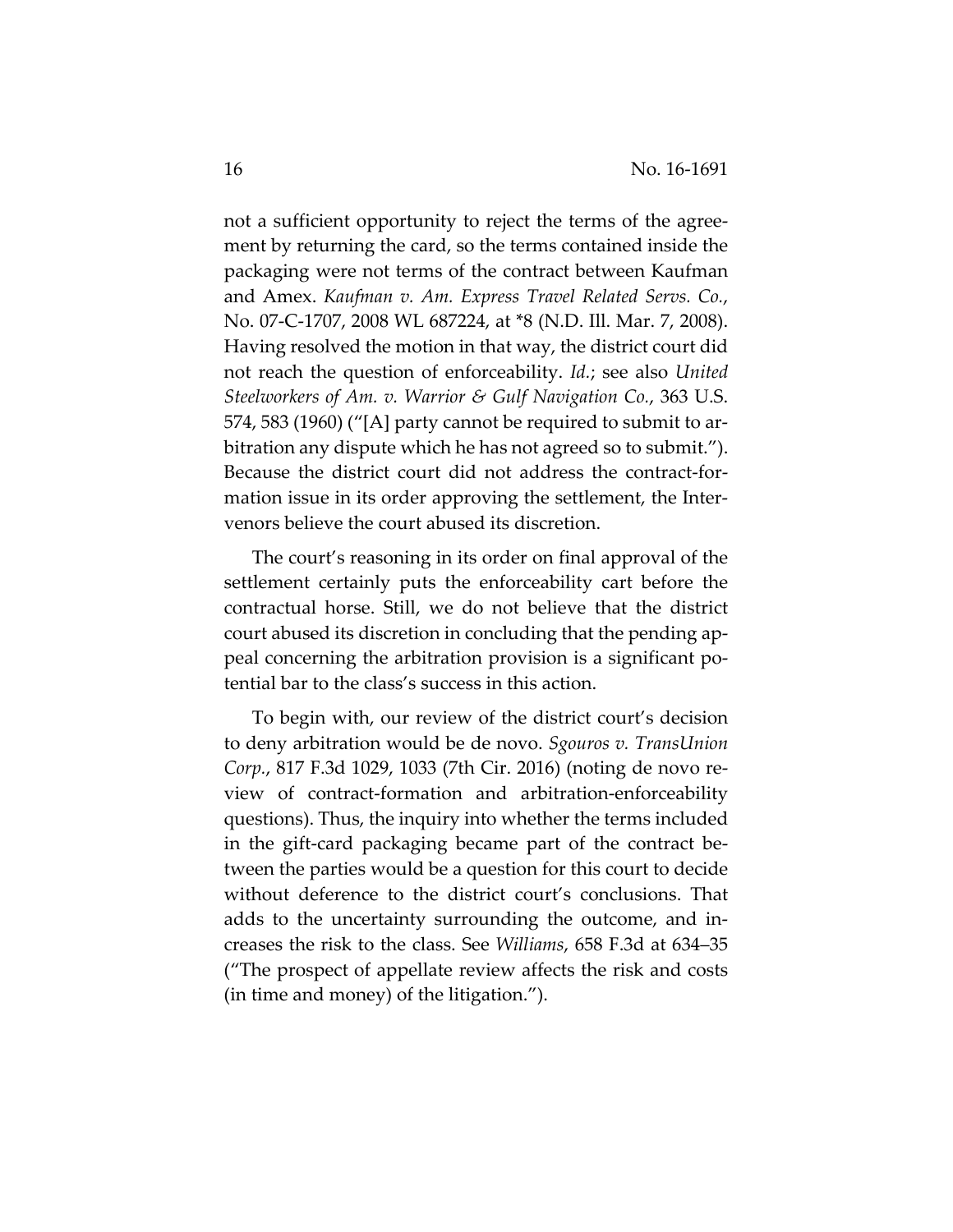not a sufficient opportunity to reject the terms of the agreement by returning the card, so the terms contained inside the packaging were not terms of the contract between Kaufman and Amex. *Kaufman v. Am. Express Travel Related Servs. Co.*, No. 07-C-1707, 2008 WL 687224, at *8 (N.D. Ill. Mar. 7, 2008). Having resolved the motion in that way, the district court did not reach the question of enforceability. *Id.*; see also *United Steelworkers of Am. v. Warrior & Gulf Navigation Co.*, 363 U.S. 574, 583 (1960) ("[A] party cannot be required to submit to arbitration any dispute which he has not agreed so to submit."). Because the district court did not address the contract-formation issue in its order approving the settlement, the Intervenors believe the court abused its discretion.

The court's reasoning in its order on final approval of the settlement certainly puts the enforceability cart before the contractual horse. Still, we do not believe that the district court abused its discretion in concluding that the pending appeal concerning the arbitration provision is a significant potential bar to the class's success in this action.

To begin with, our review of the district court's decision to deny arbitration would be de novo. *Sgouros v. TransUnion Corp.*, 817 F.3d 1029, 1033 (7th Cir. 2016) (noting de novo review of contract-formation and arbitration-enforceability questions). Thus, the inquiry into whether the terms included in the gift-card packaging became part of the contract between the parties would be a question for this court to decide without deference to the district court's conclusions. That adds to the uncertainty surrounding the outcome, and increases the risk to the class. See *Williams*, 658 F.3d at 634–35 ("The prospect of appellate review affects the risk and costs (in time and money) of the litigation.").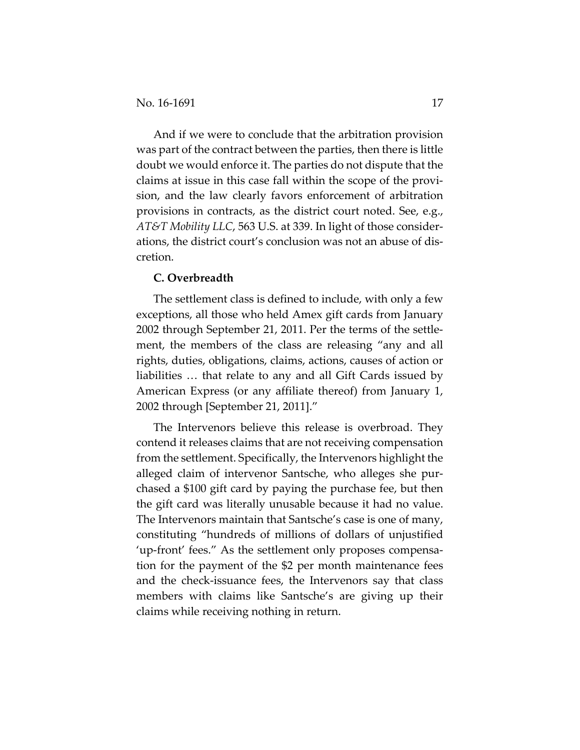And if we were to conclude that the arbitration provision was part of the contract between the parties, then there is little doubt we would enforce it. The parties do not dispute that the claims at issue in this case fall within the scope of the provision, and the law clearly favors enforcement of arbitration provisions in contracts, as the district court noted. See, e.g., *AT&T Mobility LLC*, 563 U.S. at 339. In light of those considerations, the district court's conclusion was not an abuse of discretion.

### C. Overbreadth

The settlement class is defined to include, with only a few exceptions, all those who held Amex gift cards from January 2002 through September 21, 2011. Per the terms of the settlement, the members of the class are releasing "any and all rights, duties, obligations, claims, actions, causes of action or liabilities … that relate to any and all Gift Cards issued by American Express (or any affiliate thereof) from January 1, 2002 through [September 21, 2011]."

The Intervenors believe this release is overbroad. They contend it releases claims that are not receiving compensation from the settlement. Specifically, the Intervenors highlight the alleged claim of intervenor Santsche, who alleges she purchased a $100 gift card by paying the purchase fee, but then the gift card was literally unusable because it had no value. The Intervenors maintain that Santsche's case is one of many, constituting "hundreds of millions of dollars of unjustified 'up-front' fees." As the settlement only proposes compensation for the payment of the $2 per month maintenance fees and the check-issuance fees, the Intervenors say that class members with claims like Santsche's are giving up their claims while receiving nothing in return.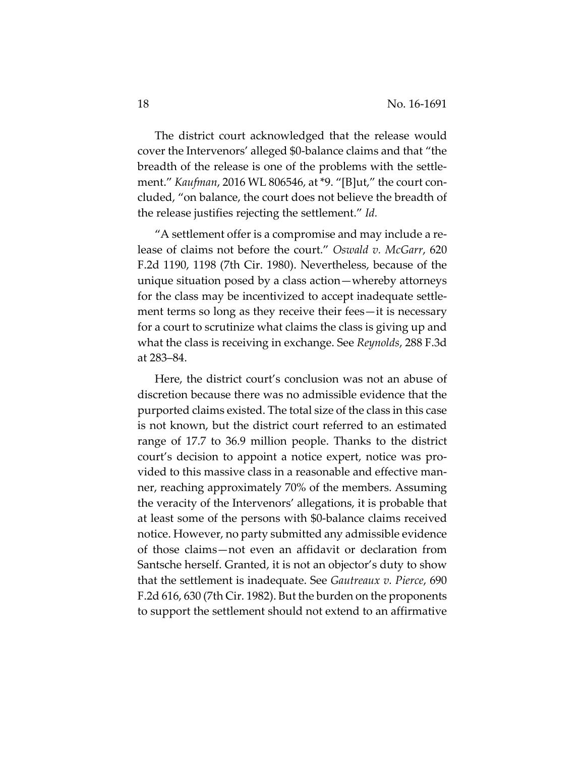The district court acknowledged that the release would cover the Intervenors' alleged $0-balance claims and that "the breadth of the release is one of the problems with the settlement." *Kaufman*, 2016 WL 806546, at *9. "[B]ut," the court concluded, "on balance, the court does not believe the breadth of the release justifies rejecting the settlement." *Id.*

"A settlement offer is a compromise and may include a release of claims not before the court." *Oswald v. McGarr*, 620 F.2d 1190, 1198 (7th Cir. 1980). Nevertheless, because of the unique situation posed by a class action—whereby attorneys for the class may be incentivized to accept inadequate settlement terms so long as they receive their fees—it is necessary for a court to scrutinize what claims the class is giving up and what the class is receiving in exchange. See *Reynolds*, 288 F.3d at 283–84.

Here, the district court's conclusion was not an abuse of discretion because there was no admissible evidence that the purported claims existed. The total size of the class in this case is not known, but the district court referred to an estimated range of 17.7 to 36.9 million people. Thanks to the district court's decision to appoint a notice expert, notice was provided to this massive class in a reasonable and effective manner, reaching approximately 70% of the members. Assuming the veracity of the Intervenors' allegations, it is probable that at least some of the persons with $0-balance claims received notice. However, no party submitted any admissible evidence of those claims—not even an affidavit or declaration from Santsche herself. Granted, it is not an objector's duty to show that the settlement is inadequate. See *Gautreaux v. Pierce*, 690 F.2d 616, 630 (7th Cir. 1982). But the burden on the proponents to support the settlement should not extend to an affirmative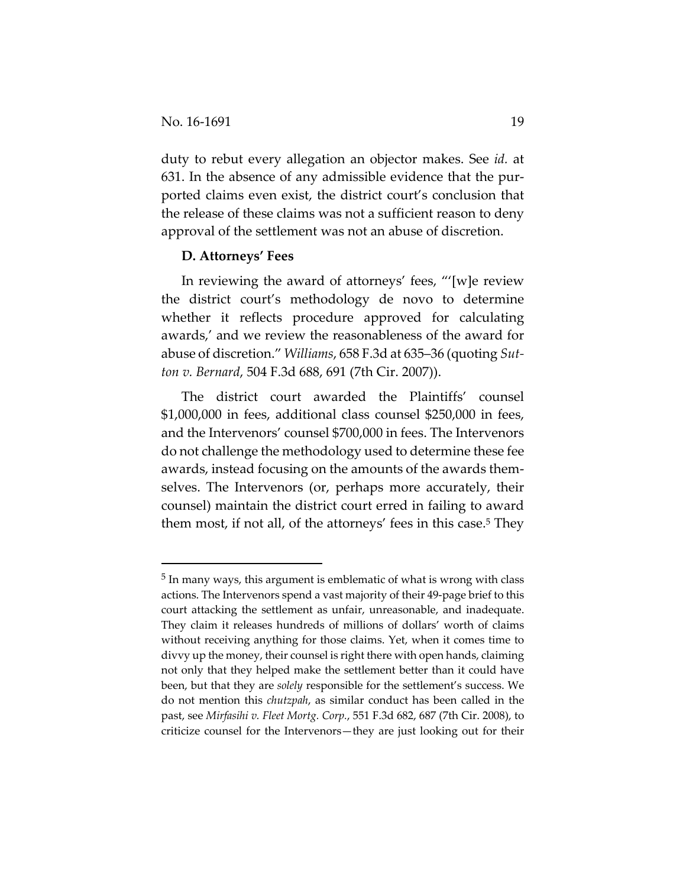duty to rebut every allegation an objector makes. See *id.* at 631. In the absence of any admissible evidence that the purported claims even exist, the district court's conclusion that the release of these claims was not a sufficient reason to deny approval of the settlement was not an abuse of discretion.

**D. Attorneys' Fees**

In reviewing the award of attorneys' fees, "'[w]e review the district court's methodology de novo to determine whether it reflects procedure approved for calculating awards,' and we review the reasonableness of the award for abuse of discretion." *Williams*, 658 F.3d at 635–36 (quoting *Sutton v. Bernard*, 504 F.3d 688, 691 (7th Cir. 2007)).

The district court awarded the Plaintiffs' counsel $1,000,000 in fees, additional class counsel $250,000 in fees, and the Intervenors' counsel $700,000 in fees. The Intervenors do not challenge the methodology used to determine these fee awards, instead focusing on the amounts of the awards themselves. The Intervenors (or, perhaps more accurately, their counsel) maintain the district court erred in failing to award them most, if not all, of the attorneys' fees in this case.[5] They

---

[5] In many ways, this argument is emblematic of what is wrong with class actions. The Intervenors spend a vast majority of their 49-page brief to this court attacking the settlement as unfair, unreasonable, and inadequate. They claim it releases hundreds of millions of dollars' worth of claims without receiving anything for those claims. Yet, when it comes time to divvy up the money, their counsel is right there with open hands, claiming not only that they helped make the settlement better than it could have been, but that they are *solely* responsible for the settlement's success. We do not mention this *chutzpah*, as similar conduct has been called in the past, see *Mirfasihi v. Fleet Mortg. Corp.*, 551 F.3d 682, 687 (7th Cir. 2008), to criticize counsel for the Intervenors—they are just looking out for their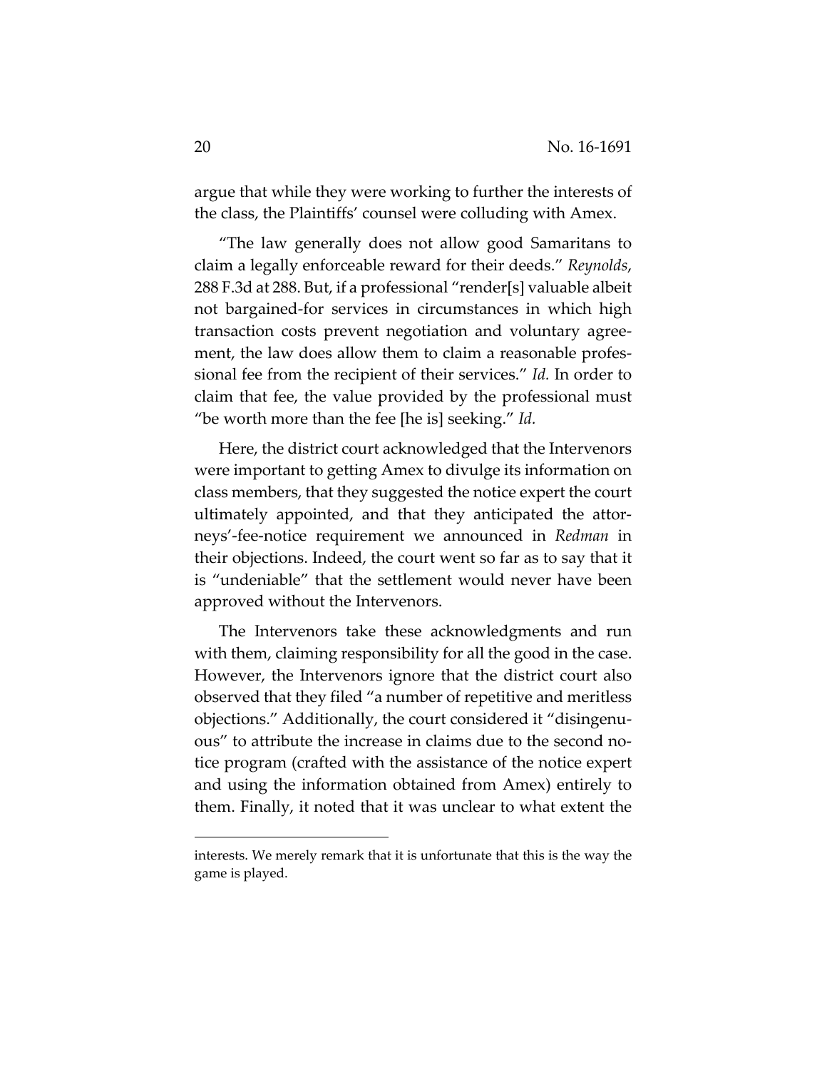argue that while they were working to further the interests of the class, the Plaintiffs' counsel were colluding with Amex.

"The law generally does not allow good Samaritans to claim a legally enforceable reward for their deeds." *Reynolds*, 288 F.3d at 288. But, if a professional "render[s] valuable albeit not bargained-for services in circumstances in which high transaction costs prevent negotiation and voluntary agreement, the law does allow them to claim a reasonable professional fee from the recipient of their services." *Id.* In order to claim that fee, the value provided by the professional must "be worth more than the fee [he is] seeking." *Id.*

Here, the district court acknowledged that the Intervenors were important to getting Amex to divulge its information on class members, that they suggested the notice expert the court ultimately appointed, and that they anticipated the attorneys'-fee-notice requirement we announced in *Redman* in their objections. Indeed, the court went so far as to say that it is "undeniable" that the settlement would never have been approved without the Intervenors.

The Intervenors take these acknowledgments and run with them, claiming responsibility for all the good in the case. However, the Intervenors ignore that the district court also observed that they filed "a number of repetitive and meritless objections." Additionally, the court considered it "disingenuous" to attribute the increase in claims due to the second notice program (crafted with the assistance of the notice expert and using the information obtained from Amex) entirely to them. Finally, it noted that it was unclear to what extent the

interests. We merely remark that it is unfortunate that this is the way the game is played.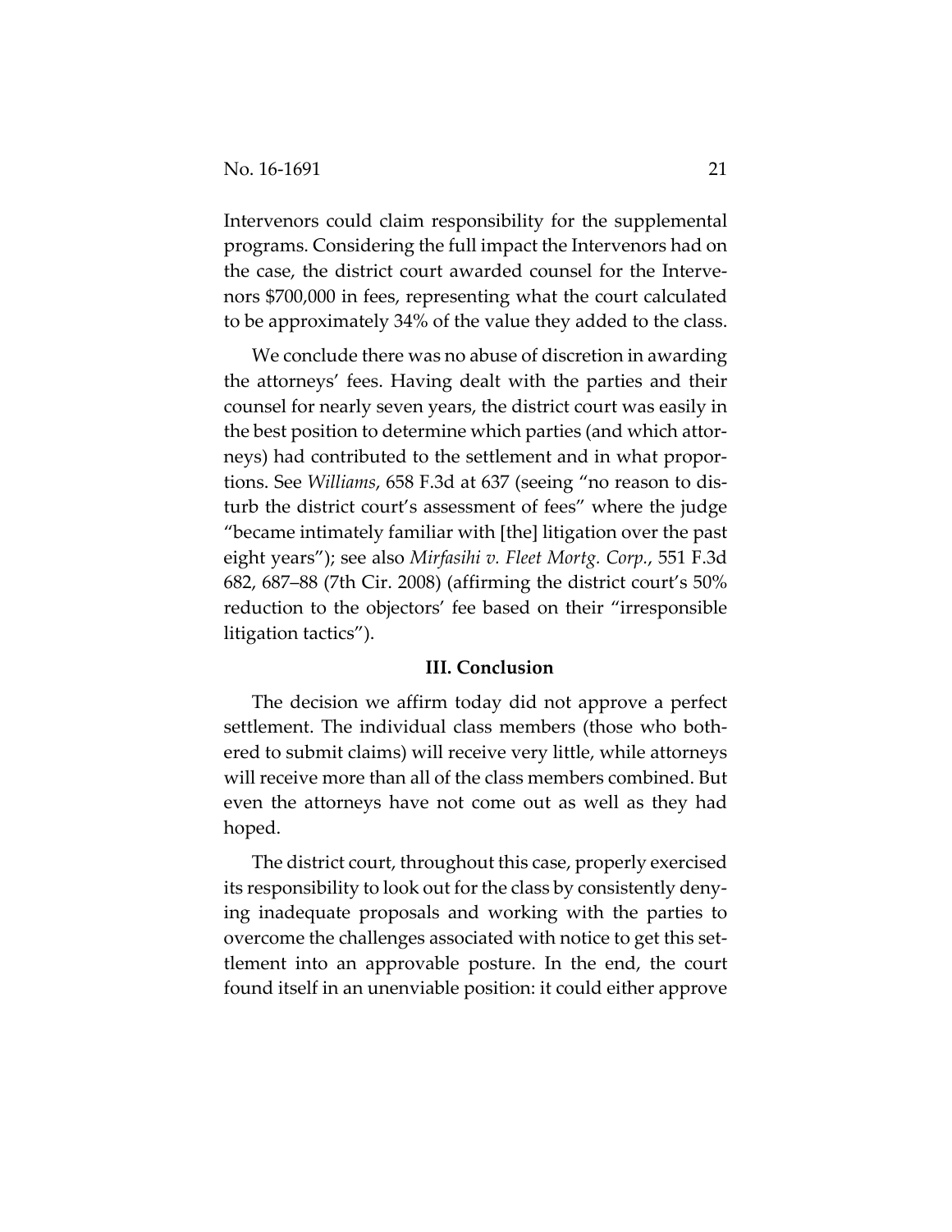Intervenors could claim responsibility for the supplemental programs. Considering the full impact the Intervenors had on the case, the district court awarded counsel for the Intervenors $700,000 in fees, representing what the court calculated to be approximately 34% of the value they added to the class.

We conclude there was no abuse of discretion in awarding the attorneys' fees. Having dealt with the parties and their counsel for nearly seven years, the district court was easily in the best position to determine which parties (and which attorneys) had contributed to the settlement and in what proportions. See *Williams*, 658 F.3d at 637 (seeing "no reason to disturb the district court's assessment of fees" where the judge "became intimately familiar with [the] litigation over the past eight years"); see also *Mirfasihi v. Fleet Mortg. Corp.*, 551 F.3d 682, 687–88 (7th Cir. 2008) (affirming the district court's 50% reduction to the objectors' fee based on their "irresponsible litigation tactics").

## III. Conclusion

The decision we affirm today did not approve a perfect settlement. The individual class members (those who bothered to submit claims) will receive very little, while attorneys will receive more than all of the class members combined. But even the attorneys have not come out as well as they had hoped.

The district court, throughout this case, properly exercised its responsibility to look out for the class by consistently denying inadequate proposals and working with the parties to overcome the challenges associated with notice to get this settlement into an approvable posture. In the end, the court found itself in an unenviable position: it could either approve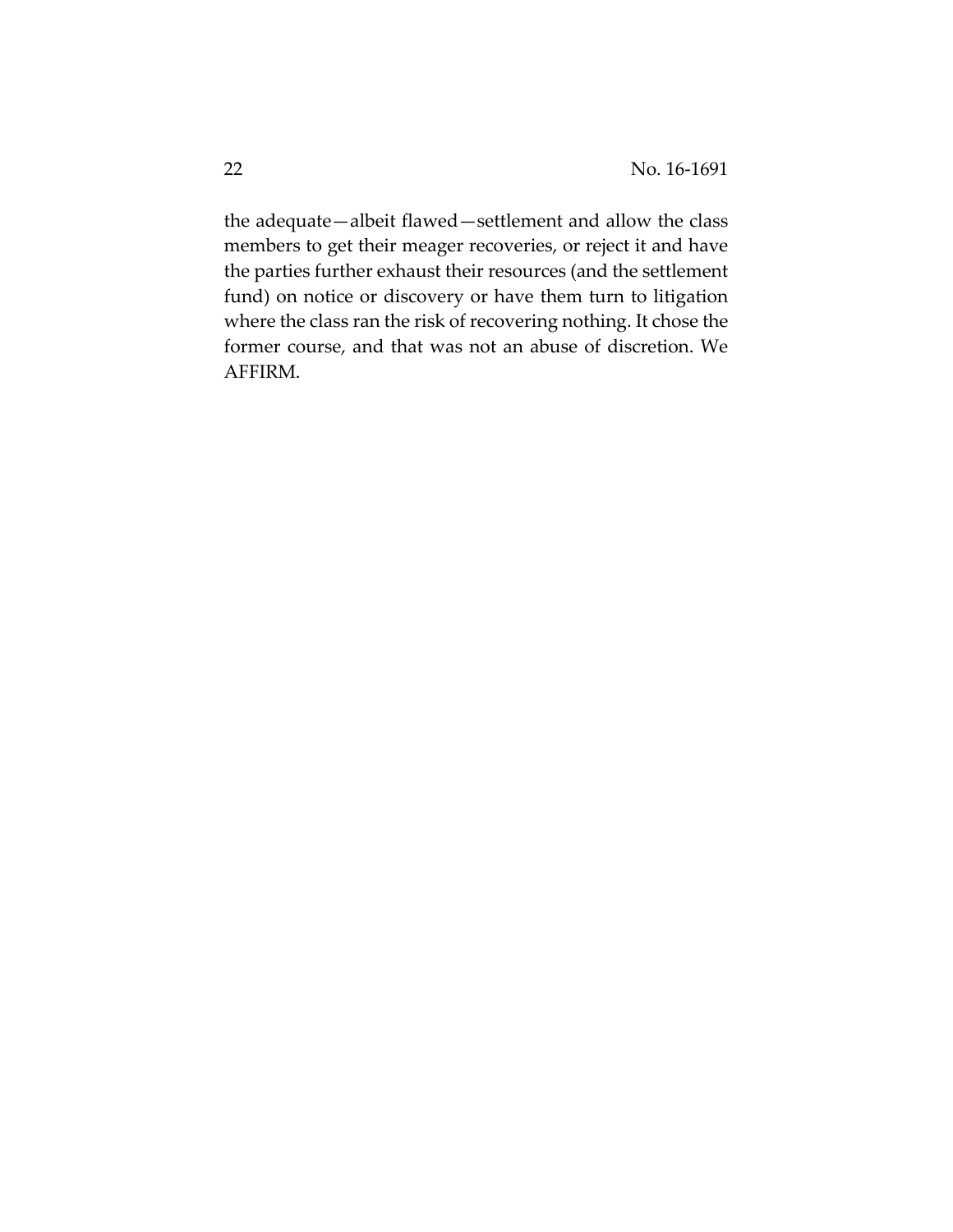the adequate—albeit flawed—settlement and allow the class members to get their meager recoveries, or reject it and have the parties further exhaust their resources (and the settlement fund) on notice or discovery or have them turn to litigation where the class ran the risk of recovering nothing. It chose the former course, and that was not an abuse of discretion. We AFFIRM.